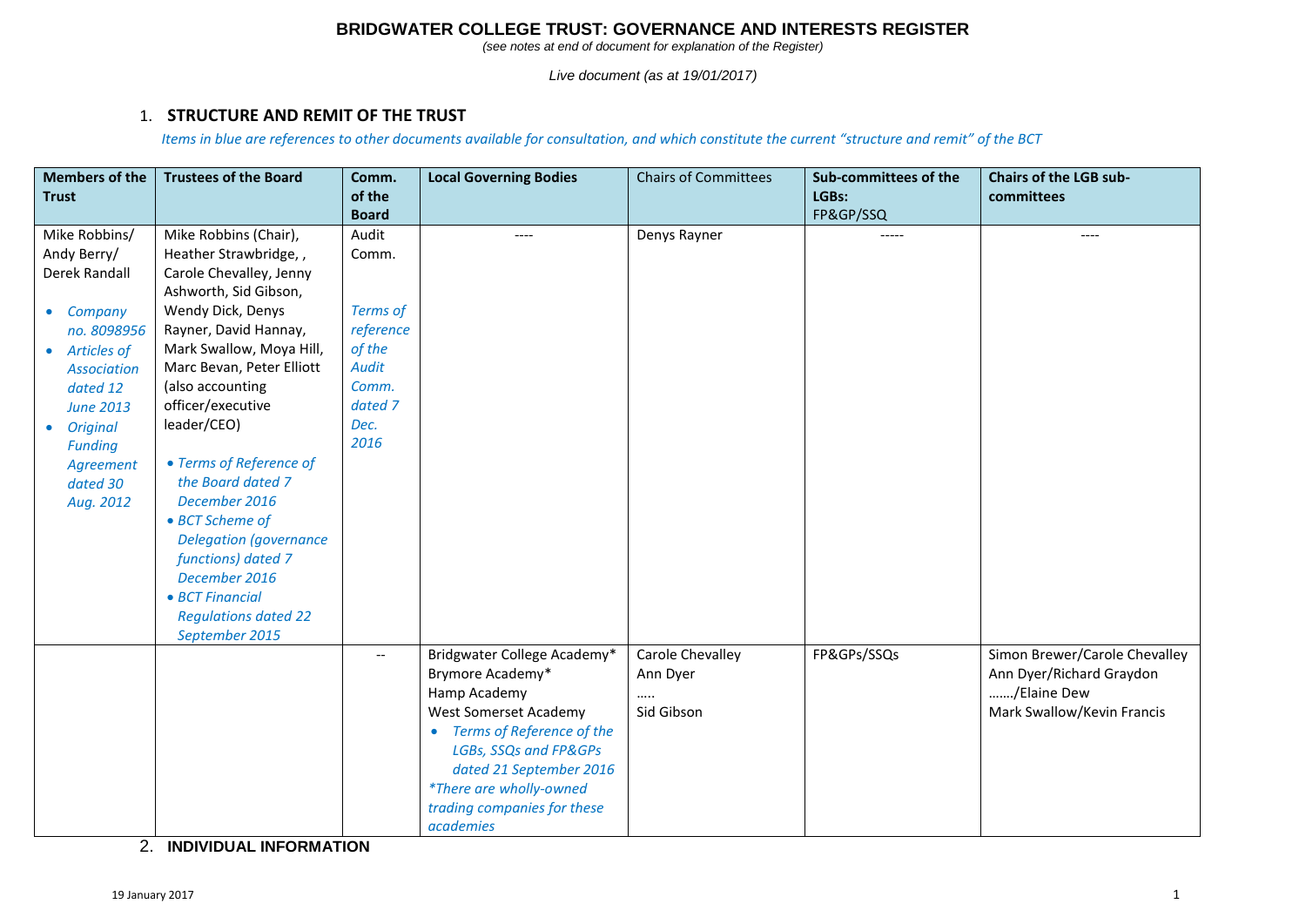# BRIDGWATER COLLEGE TRUST: GOVERNANCE AND INTERESTS REGISTER

*(see notes at end of document for explanation of the Register)*

*Live document (as at 19/01/2017)*

## 1. STRUCTURE AND REMIT OF THE TRUST

*Items in blue are references to other documents available for consultation, and which constitute the current "structure and remit" of the BCT*

| Members of the Trust | Trustees of the Board | Comm. of the Board | Local Governing Bodies | Chairs of Committees | Sub-committees of the LGBs: FP&GP/SSQ | Chairs of the LGB sub-committees |
|---|---|---|---|---|---|---|
| Mike Robbins/ Andy Berry/ Derek Randall<br>• *Company no. 8098956*<br>• *Articles of Association dated 12 June 2013*<br>• *Original Funding Agreement dated 30 Aug. 2012* | Mike Robbins (Chair), Heather Strawbridge, , Carole Chevalley, Jenny Ashworth, Sid Gibson, Wendy Dick, Denys Rayner, David Hannay, Mark Swallow, Moya Hill, Marc Bevan, Peter Elliott (also accounting officer/executive leader/CEO)<br>• *Terms of Reference of the Board dated 7 December 2016*<br>• *BCT Scheme of Delegation (governance functions) dated 7 December 2016*<br>• *BCT Financial Regulations dated 22 September 2015* | Audit Comm.<br>*Terms of reference of the Audit Comm. dated 7 Dec. 2016* | ---- | Denys Rayner | ----- | ---- |
| | | -- | Bridgwater College Academy*<br>Brymore Academy*<br>Hamp Academy<br>West Somerset Academy<br>• *Terms of Reference of the LGBs, SSQs and FP&GPs dated 21 September 2016*<br>*\*There are wholly-owned trading companies for these academies* | Carole Chevalley<br>Ann Dyer<br>.....<br>Sid Gibson | FP&GPs/SSQs | Simon Brewer/Carole Chevalley<br>Ann Dyer/Richard Graydon<br>……./Elaine Dew<br>Mark Swallow/Kevin Francis |

## 2. INDIVIDUAL INFORMATION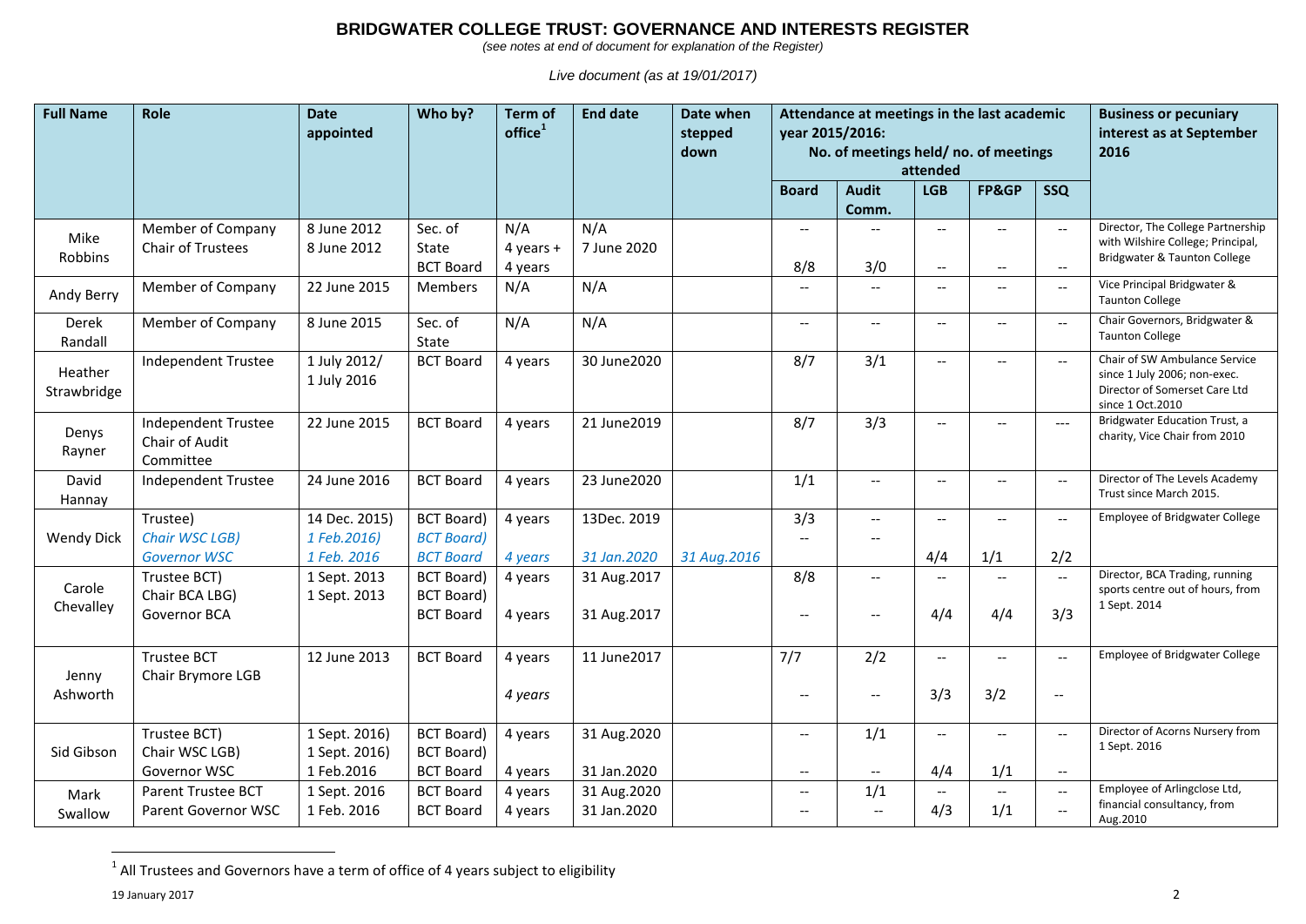# BRIDGWATER COLLEGE TRUST: GOVERNANCE AND INTERESTS REGISTER

*(see notes at end of document for explanation of the Register)*

*Live document (as at 19/01/2017)*

| Full Name | Role | Date appointed | Who by? | Term of office[1] | End date | Date when stepped down | Attendance at meetings in the last academic year 2015/2016: No. of meetings held/ no. of meetings attended | | | | | Business or pecuniary interest as at September 2016 |
|---|---|---|---|---|---|---|---|---|---|---|---|---|
| | | | | | | | Board | Audit Comm. | LGB | FP&GP | SSQ | |
| Mike Robbins | Member of Company<br>Chair of Trustees | 8 June 2012<br>8 June 2012 | Sec. of State<br>BCT Board | N/A<br>4 years + 4 years | N/A<br>7 June 2020 | | --<br>8/8 | --<br>3/0 | --<br>-- | --<br>-- | --<br>-- | Director, The College Partnership with Wilshire College; Principal, Bridgwater & Taunton College |
| Andy Berry | Member of Company | 22 June 2015 | Members | N/A | N/A | | -- | -- | -- | -- | -- | Vice Principal Bridgwater & Taunton College |
| Derek Randall | Member of Company | 8 June 2015 | Sec. of State | N/A | N/A | | -- | -- | -- | -- | -- | Chair Governors, Bridgwater & Taunton College |
| Heather Strawbridge | Independent Trustee | 1 July 2012/<br>1 July 2016 | BCT Board | 4 years | 30 June2020 | | 8/7 | 3/1 | -- | -- | -- | Chair of SW Ambulance Service since 1 July 2006; non-exec. Director of Somerset Care Ltd since 1 Oct.2010 |
| Denys Rayner | Independent Trustee<br>Chair of Audit Committee | 22 June 2015 | BCT Board | 4 years | 21 June2019 | | 8/7 | 3/3 | -- | -- | --- | Bridgwater Education Trust, a charity, Vice Chair from 2010 |
| David Hannay | Independent Trustee | 24 June 2016 | BCT Board | 4 years | 23 June2020 | | 1/1 | -- | -- | -- | -- | Director of The Levels Academy Trust since March 2015. |
| Wendy Dick | Trustee)<br>*Chair WSC LGB)*<br>*Governor WSC* | 14 Dec. 2015)<br>*1 Feb.2016)*<br>*1 Feb. 2016* | BCT Board)<br>*BCT Board)*<br>*BCT Board* | 4 years<br><br>*4 years* | 13Dec. 2019<br><br>*31 Jan.2020* | <br><br>*31 Aug.2016* | 3/3<br>-- | --<br>-- | <br><br>4/4 | <br><br>1/1 | <br><br>2/2 | Employee of Bridgwater College |
| Carole Chevalley | Trustee BCT)<br>Chair BCA LBG)<br>Governor BCA | 1 Sept. 2013<br>1 Sept. 2013 | BCT Board)<br>BCT Board)<br>BCT Board | 4 years<br><br>4 years | 31 Aug.2017<br><br>31 Aug.2017 | | 8/8<br><br>-- | --<br><br>-- | --<br><br>4/4 | --<br><br>4/4 | --<br><br>3/3 | Director, BCA Trading, running sports centre out of hours, from 1 Sept. 2014 |
| Jenny Ashworth | Trustee BCT<br>Chair Brymore LGB | 12 June 2013 | BCT Board | 4 years<br><br>*4 years* | 11 June2017 | | 7/7<br><br>-- | 2/2<br><br>-- | --<br><br>3/3 | --<br><br>3/2 | --<br><br>-- | Employee of Bridgwater College |
| Sid Gibson | Trustee BCT)<br>Chair WSC LGB)<br>Governor WSC | 1 Sept. 2016)<br>1 Sept. 2016)<br>1 Feb.2016 | BCT Board)<br>BCT Board)<br>BCT Board | 4 years<br><br>4 years | 31 Aug.2020<br><br>31 Jan.2020 | | --<br><br>-- | 1/1<br><br>-- | --<br><br>4/4 | --<br><br>1/1 | --<br><br>-- | Director of Acorns Nursery from 1 Sept. 2016 |
| Mark Swallow | Parent Trustee BCT<br>Parent Governor WSC | 1 Sept. 2016<br>1 Feb. 2016 | BCT Board<br>BCT Board | 4 years<br>4 years | 31 Aug.2020<br>31 Jan.2020 | | --<br>-- | 1/1<br>-- | --<br>4/3 | --<br>1/1 | --<br>-- | Employee of Arlingclose Ltd, financial consultancy, from Aug.2010 |

[1] All Trustees and Governors have a term of office of 4 years subject to eligibility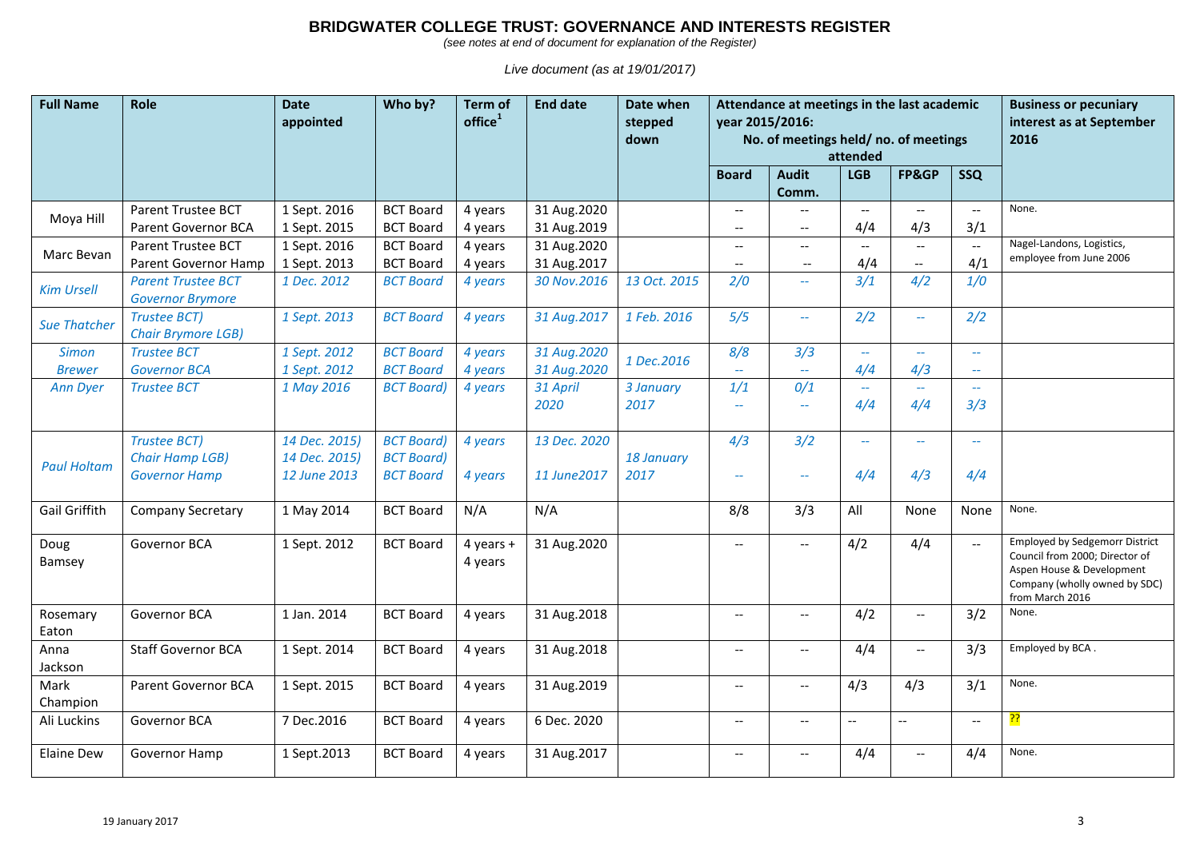# BRIDGWATER COLLEGE TRUST: GOVERNANCE AND INTERESTS REGISTER

*(see notes at end of document for explanation of the Register)*

*Live document (as at 19/01/2017)*

| Full Name | Role | Date appointed | Who by? | Term of office[1] | End date | Date when stepped down | Attendance at meetings in the last academic year 2015/2016: No. of meetings held/ no. of meetings attended | | | | | Business or pecuniary interest as at September 2016 |
|---|---|---|---|---|---|---|---|---|---|---|---|---|
| | | | | | | | Board | Audit Comm. | LGB | FP&GP | SSQ | |
| Moya Hill | Parent Trustee BCT<br>Parent Governor BCA | 1 Sept. 2016<br>1 Sept. 2015 | BCT Board<br>BCT Board | 4 years<br>4 years | 31 Aug.2020<br>31 Aug.2019 | | --<br>-- | --<br>-- | --<br>4/4 | --<br>4/3 | --<br>3/1 | None. |
| Marc Bevan | Parent Trustee BCT<br>Parent Governor Hamp | 1 Sept. 2016<br>1 Sept. 2013 | BCT Board<br>BCT Board | 4 years<br>4 years | 31 Aug.2020<br>31 Aug.2017 | | --<br>-- | --<br>-- | --<br>4/4 | --<br>-- | --<br>4/1 | Nagel-Landons, Logistics, employee from June 2006 |
| *Kim Ursell* | *Parent Trustee BCT*<br>*Governor Brymore* | *1 Dec. 2012* | *BCT Board* | *4 years* | *30 Nov.2016* | *13 Oct. 2015* | *2/0* | *--* | *3/1* | *4/2* | *1/0* | |
| *Sue Thatcher* | *Trustee BCT)*<br>*Chair Brymore LGB)* | *1 Sept. 2013* | *BCT Board* | *4 years* | *31 Aug.2017* | *1 Feb. 2016* | *5/5* | *--* | *2/2* | *--* | *2/2* | |
| *Simon Brewer* | *Trustee BCT*<br>*Governor BCA* | *1 Sept. 2012*<br>*1 Sept. 2012* | *BCT Board*<br>*BCT Board* | *4 years*<br>*4 years* | *31 Aug.2020*<br>*31 Aug.2020* | *1 Dec.2016* | *8/8*<br>*--* | *3/3*<br>*--* | *--*<br>*4/4* | *--*<br>*4/3* | *--*<br>*--* | |
| *Ann Dyer* | *Trustee BCT* | *1 May 2016* | *BCT Board)* | *4 years* | *31 April 2020* | *3 January 2017* | *1/1*<br>*--* | *0/1*<br>*--* | *--*<br>*4/4* | *--*<br>*4/4* | *--*<br>*3/3* | |
| *Paul Holtam* | *Trustee BCT)*<br>*Chair Hamp LGB)*<br>*Governor Hamp* | *14 Dec. 2015)*<br>*14 Dec. 2015)*<br>*12 June 2013* | *BCT Board)*<br>*BCT Board)*<br>*BCT Board* | *4 years*<br><br>*4 years* | *13 Dec. 2020*<br><br>*11 June2017* | *18 January 2017* | *4/3*<br>*--* | *3/2*<br>*--* | *--*<br>*4/4* | *--*<br>*4/3* | *--*<br>*4/4* | |
| Gail Griffith | Company Secretary | 1 May 2014 | BCT Board | N/A | N/A | | 8/8 | 3/3 | All | None | None | None. |
| Doug Bamsey | Governor BCA | 1 Sept. 2012 | BCT Board | 4 years + 4 years | 31 Aug.2020 | | -- | -- | 4/2 | 4/4 | -- | Employed by Sedgemorr District Council from 2000; Director of Aspen House & Development Company (wholly owned by SDC) from March 2016 |
| Rosemary Eaton | Governor BCA | 1 Jan. 2014 | BCT Board | 4 years | 31 Aug.2018 | | -- | -- | 4/2 | -- | 3/2 | None. |
| Anna Jackson | Staff Governor BCA | 1 Sept. 2014 | BCT Board | 4 years | 31 Aug.2018 | | -- | -- | 4/4 | -- | 3/3 | Employed by BCA . |
| Mark Champion | Parent Governor BCA | 1 Sept. 2015 | BCT Board | 4 years | 31 Aug.2019 | | -- | -- | 4/3 | 4/3 | 3/1 | None. |
| Ali Luckins | Governor BCA | 7 Dec.2016 | BCT Board | 4 years | 6 Dec. 2020 | | -- | -- | -- | -- | -- | ?? |
| Elaine Dew | Governor Hamp | 1 Sept.2013 | BCT Board | 4 years | 31 Aug.2017 | | -- | -- | 4/4 | -- | 4/4 | None. |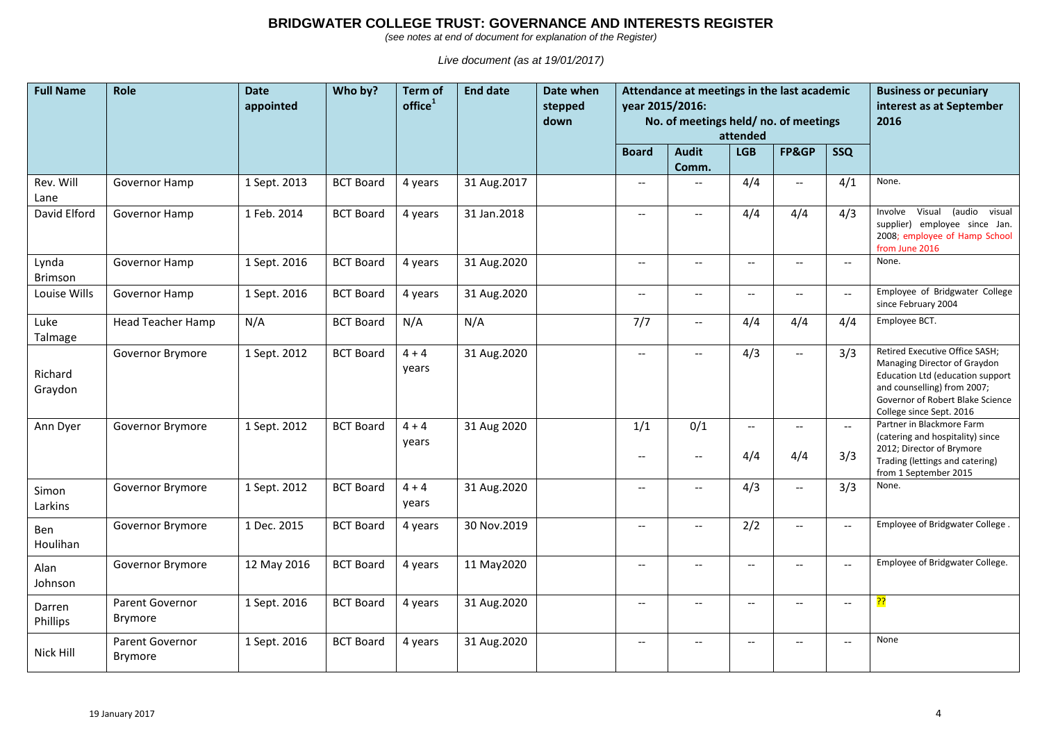# BRIDGWATER COLLEGE TRUST: GOVERNANCE AND INTERESTS REGISTER

*(see notes at end of document for explanation of the Register)*

*Live document (as at 19/01/2017)*

| Full Name | Role | Date appointed | Who by? | Term of office[1] | End date | Date when stepped down | Attendance at meetings in the last academic year 2015/2016: No. of meetings held/ no. of meetings attended | | | | | Business or pecuniary interest as at September 2016 |
|---|---|---|---|---|---|---|---|---|---|---|---|---|
| | | | | | | | Board | Audit Comm. | LGB | FP&GP | SSQ | |
| Rev. Will Lane | Governor Hamp | 1 Sept. 2013 | BCT Board | 4 years | 31 Aug.2017 | | -- | -- | 4/4 | -- | 4/1 | None. |
| David Elford | Governor Hamp | 1 Feb. 2014 | BCT Board | 4 years | 31 Jan.2018 | | -- | -- | 4/4 | 4/4 | 4/3 | Involve Visual (audio visual supplier) employee since Jan. 2008; employee of Hamp School from June 2016 |
| Lynda Brimson | Governor Hamp | 1 Sept. 2016 | BCT Board | 4 years | 31 Aug.2020 | | -- | -- | -- | -- | -- | None. |
| Louise Wills | Governor Hamp | 1 Sept. 2016 | BCT Board | 4 years | 31 Aug.2020 | | -- | -- | -- | -- | -- | Employee of Bridgwater College since February 2004 |
| Luke Talmage | Head Teacher Hamp | N/A | BCT Board | N/A | N/A | | 7/7 | -- | 4/4 | 4/4 | 4/4 | Employee BCT. |
| Richard Graydon | Governor Brymore | 1 Sept. 2012 | BCT Board | 4 + 4 years | 31 Aug.2020 | | -- | -- | 4/3 | -- | 3/3 | Retired Executive Office SASH; Managing Director of Graydon Education Ltd (education support and counselling) from 2007; Governor of Robert Blake Science College since Sept. 2016 |
| Ann Dyer | Governor Brymore | 1 Sept. 2012 | BCT Board | 4 + 4 years | 31 Aug 2020 | | 1/1<br>-- | 0/1<br>-- | --<br>4/4 | --<br>4/4 | --<br>3/3 | Partner in Blackmore Farm (catering and hospitality) since 2012; Director of Brymore Trading (lettings and catering) from 1 September 2015 |
| Simon Larkins | Governor Brymore | 1 Sept. 2012 | BCT Board | 4 + 4 years | 31 Aug.2020 | | -- | -- | 4/3 | -- | 3/3 | None. |
| Ben Houlihan | Governor Brymore | 1 Dec. 2015 | BCT Board | 4 years | 30 Nov.2019 | | -- | -- | 2/2 | -- | -- | Employee of Bridgwater College . |
| Alan Johnson | Governor Brymore | 12 May 2016 | BCT Board | 4 years | 11 May2020 | | -- | -- | -- | -- | -- | Employee of Bridgwater College. |
| Darren Phillips | Parent Governor Brymore | 1 Sept. 2016 | BCT Board | 4 years | 31 Aug.2020 | | -- | -- | -- | -- | -- | ?? |
| Nick Hill | Parent Governor Brymore | 1 Sept. 2016 | BCT Board | 4 years | 31 Aug.2020 | | -- | -- | -- | -- | -- | None |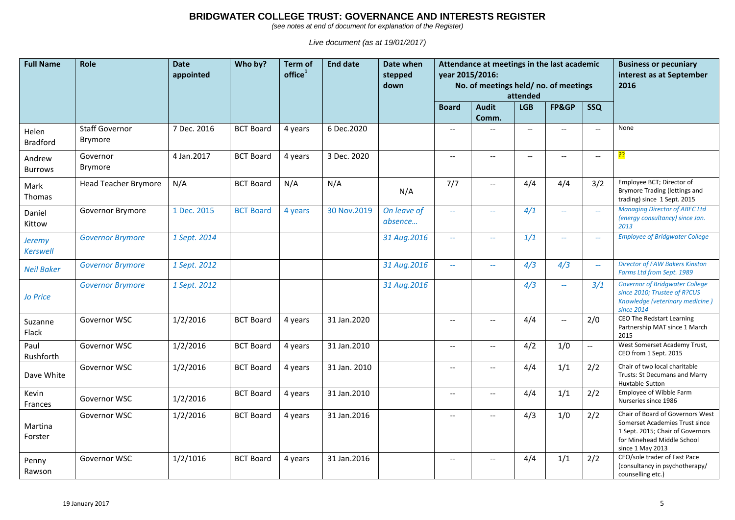# BRIDGWATER COLLEGE TRUST: GOVERNANCE AND INTERESTS REGISTER

*(see notes at end of document for explanation of the Register)*

*Live document (as at 19/01/2017)*

| Full Name | Role | Date appointed | Who by? | Term of office[1] | End date | Date when stepped down | Attendance at meetings in the last academic year 2015/2016: No. of meetings held/ no. of meetings attended | | | | | Business or pecuniary interest as at September 2016 |
|---|---|---|---|---|---|---|---|---|---|---|---|---|
| | | | | | | | Board | Audit Comm. | LGB | FP&GP | SSQ | |
| Helen Bradford | Staff Governor Brymore | 7 Dec. 2016 | BCT Board | 4 years | 6 Dec.2020 | | -- | -- | -- | -- | -- | None |
| Andrew Burrows | Governor Brymore | 4 Jan.2017 | BCT Board | 4 years | 3 Dec. 2020 | | -- | -- | -- | -- | -- | ?? |
| Mark Thomas | Head Teacher Brymore | N/A | BCT Board | N/A | N/A | N/A | 7/7 | -- | 4/4 | 4/4 | 3/2 | Employee BCT; Director of Brymore Trading (lettings and trading) since 1 Sept. 2015 |
| Daniel Kittow | Governor Brymore | 1 Dec. 2015 | BCT Board | 4 years | 30 Nov.2019 | *On leave of absence…* | -- | -- | *4/1* | -- | -- | *Managing Director of ABEC Ltd (energy consultancy) since Jan. 2013* |
| *Jeremy Kerswell* | *Governor Brymore* | *1 Sept. 2014* | | | | *31 Aug.2016* | -- | -- | *1/1* | -- | -- | *Employee of Bridgwater College* |
| *Neil Baker* | *Governor Brymore* | *1 Sept. 2012* | | | | *31 Aug.2016* | -- | -- | *4/3* | *4/3* | -- | *Director of FAW Bakers Kinston Farms Ltd from Sept. 1989* |
| *Jo Price* | *Governor Brymore* | *1 Sept. 2012* | | | | *31 Aug.2016* | | | *4/3* | -- | *3/1* | *Governor of Bridgwater College since 2010; Trustee of R?CUS Knowledge (veterinary medicine ) since 2014* |
| Suzanne Flack | Governor WSC | 1/2/2016 | BCT Board | 4 years | 31 Jan.2020 | | -- | -- | 4/4 | -- | 2/0 | CEO The Redstart Learning Partnership MAT since 1 March 2015 |
| Paul Rushforth | Governor WSC | 1/2/2016 | BCT Board | 4 years | 31 Jan.2010 | | -- | -- | 4/2 | 1/0 | -- | West Somerset Academy Trust, CEO from 1 Sept. 2015 |
| Dave White | Governor WSC | 1/2/2016 | BCT Board | 4 years | 31 Jan. 2010 | | -- | -- | 4/4 | 1/1 | 2/2 | Chair of two local charitable Trusts: St Decumans and Marry Huxtable-Sutton |
| Kevin Frances | Governor WSC | 1/2/2016 | BCT Board | 4 years | 31 Jan.2010 | | -- | -- | 4/4 | 1/1 | 2/2 | Employee of Wibble Farm Nurseries since 1986 |
| Martina Forster | Governor WSC | 1/2/2016 | BCT Board | 4 years | 31 Jan.2016 | | -- | -- | 4/3 | 1/0 | 2/2 | Chair of Board of Governors West Somerset Academies Trust since 1 Sept. 2015; Chair of Governors for Minehead Middle School since 1 May 2013 |
| Penny Rawson | Governor WSC | 1/2/1016 | BCT Board | 4 years | 31 Jan.2016 | | -- | -- | 4/4 | 1/1 | 2/2 | CEO/sole trader of Fast Pace (consultancy in psychotherapy/ counselling etc.) |

19 January 2017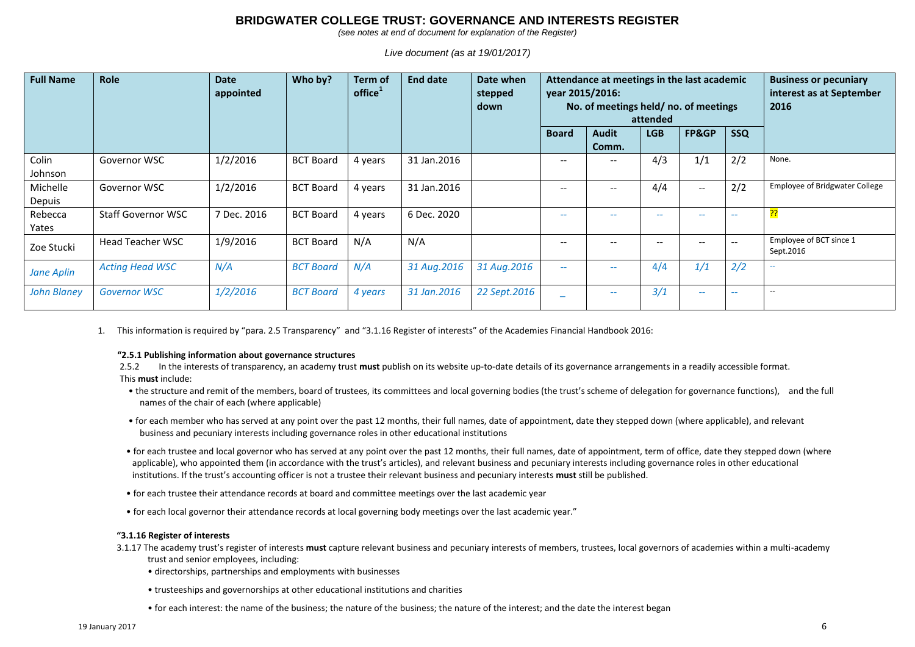# BRIDGWATER COLLEGE TRUST: GOVERNANCE AND INTERESTS REGISTER

*(see notes at end of document for explanation of the Register)*

*Live document (as at 19/01/2017)*

| Full Name | Role | Date appointed | Who by? | Term of office[1] | End date | Date when stepped down | Attendance at meetings in the last academic year 2015/2016: No. of meetings held/ no. of meetings attended | | | | | Business or pecuniary interest as at September 2016 |
|---|---|---|---|---|---|---|---|---|---|---|---|---|
| | | | | | | | Board | Audit Comm. | LGB | FP&GP | SSQ | |
| Colin Johnson | Governor WSC | 1/2/2016 | BCT Board | 4 years | 31 Jan.2016 | | -- | -- | 4/3 | 1/1 | 2/2 | None. |
| Michelle Depuis | Governor WSC | 1/2/2016 | BCT Board | 4 years | 31 Jan.2016 | | -- | -- | 4/4 | -- | 2/2 | Employee of Bridgwater College |
| Rebecca Yates | Staff Governor WSC | 7 Dec. 2016 | BCT Board | 4 years | 6 Dec. 2020 | | -- | -- | -- | -- | -- | ?? |
| Zoe Stucki | Head Teacher WSC | 1/9/2016 | BCT Board | N/A | N/A | | -- | -- | -- | -- | -- | Employee of BCT since 1 Sept.2016 |
| *Jane Aplin* | *Acting Head WSC* | *N/A* | *BCT Board* | *N/A* | *31 Aug.2016* | *31 Aug.2016* | -- | -- | 4/4 | *1/1* | 2/2 | -- |
| *John Blaney* | *Governor WSC* | *1/2/2016* | *BCT Board* | *4 years* | *31 Jan.2016* | *22 Sept.2016* | _ | -- | 3/1 | -- | -- | -- |

1. This information is required by "para. 2.5 Transparency" and "3.1.16 Register of interests" of the Academies Financial Handbook 2016:

**"2.5.1 Publishing information about governance structures**

2.5.2 In the interests of transparency, an academy trust **must** publish on its website up-to-date details of its governance arrangements in a readily accessible format. This **must** include:

- the structure and remit of the members, board of trustees, its committees and local governing bodies (the trust's scheme of delegation for governance functions), and the full names of the chair of each (where applicable)
- for each member who has served at any point over the past 12 months, their full names, date of appointment, date they stepped down (where applicable), and relevant business and pecuniary interests including governance roles in other educational institutions
- for each trustee and local governor who has served at any point over the past 12 months, their full names, date of appointment, term of office, date they stepped down (where applicable), who appointed them (in accordance with the trust's articles), and relevant business and pecuniary interests including governance roles in other educational institutions. If the trust's accounting officer is not a trustee their relevant business and pecuniary interests **must** still be published.
- for each trustee their attendance records at board and committee meetings over the last academic year
- for each local governor their attendance records at local governing body meetings over the last academic year."

**"3.1.16 Register of interests**

3.1.17 The academy trust's register of interests **must** capture relevant business and pecuniary interests of members, trustees, local governors of academies within a multi-academy trust and senior employees, including:

- directorships, partnerships and employments with businesses
- trusteeships and governorships at other educational institutions and charities
- for each interest: the name of the business; the nature of the business; the nature of the interest; and the date the interest began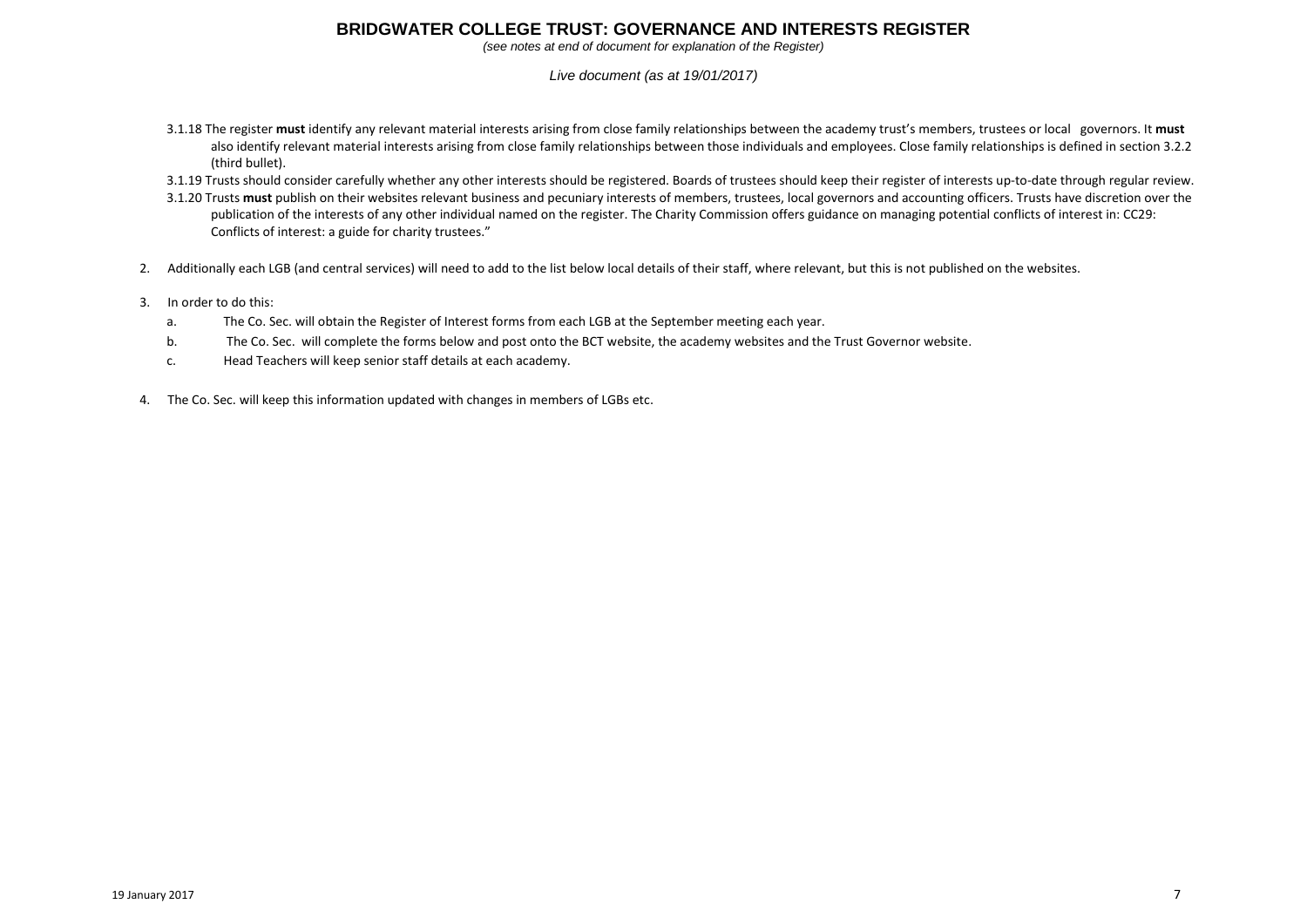# BRIDGWATER COLLEGE TRUST: GOVERNANCE AND INTERESTS REGISTER

*(see notes at end of document for explanation of the Register)*

*Live document (as at 19/01/2017)*

3.1.18 The register **must** identify any relevant material interests arising from close family relationships between the academy trust's members, trustees or local governors. It **must** also identify relevant material interests arising from close family relationships between those individuals and employees. Close family relationships is defined in section 3.2.2 (third bullet).

3.1.19 Trusts should consider carefully whether any other interests should be registered. Boards of trustees should keep their register of interests up-to-date through regular review.

3.1.20 Trusts **must** publish on their websites relevant business and pecuniary interests of members, trustees, local governors and accounting officers. Trusts have discretion over the publication of the interests of any other individual named on the register. The Charity Commission offers guidance on managing potential conflicts of interest in: CC29: Conflicts of interest: a guide for charity trustees."

2. Additionally each LGB (and central services) will need to add to the list below local details of their staff, where relevant, but this is not published on the websites.

3. In order to do this:
   a. The Co. Sec. will obtain the Register of Interest forms from each LGB at the September meeting each year.
   b. The Co. Sec. will complete the forms below and post onto the BCT website, the academy websites and the Trust Governor website.
   c. Head Teachers will keep senior staff details at each academy.

4. The Co. Sec. will keep this information updated with changes in members of LGBs etc.